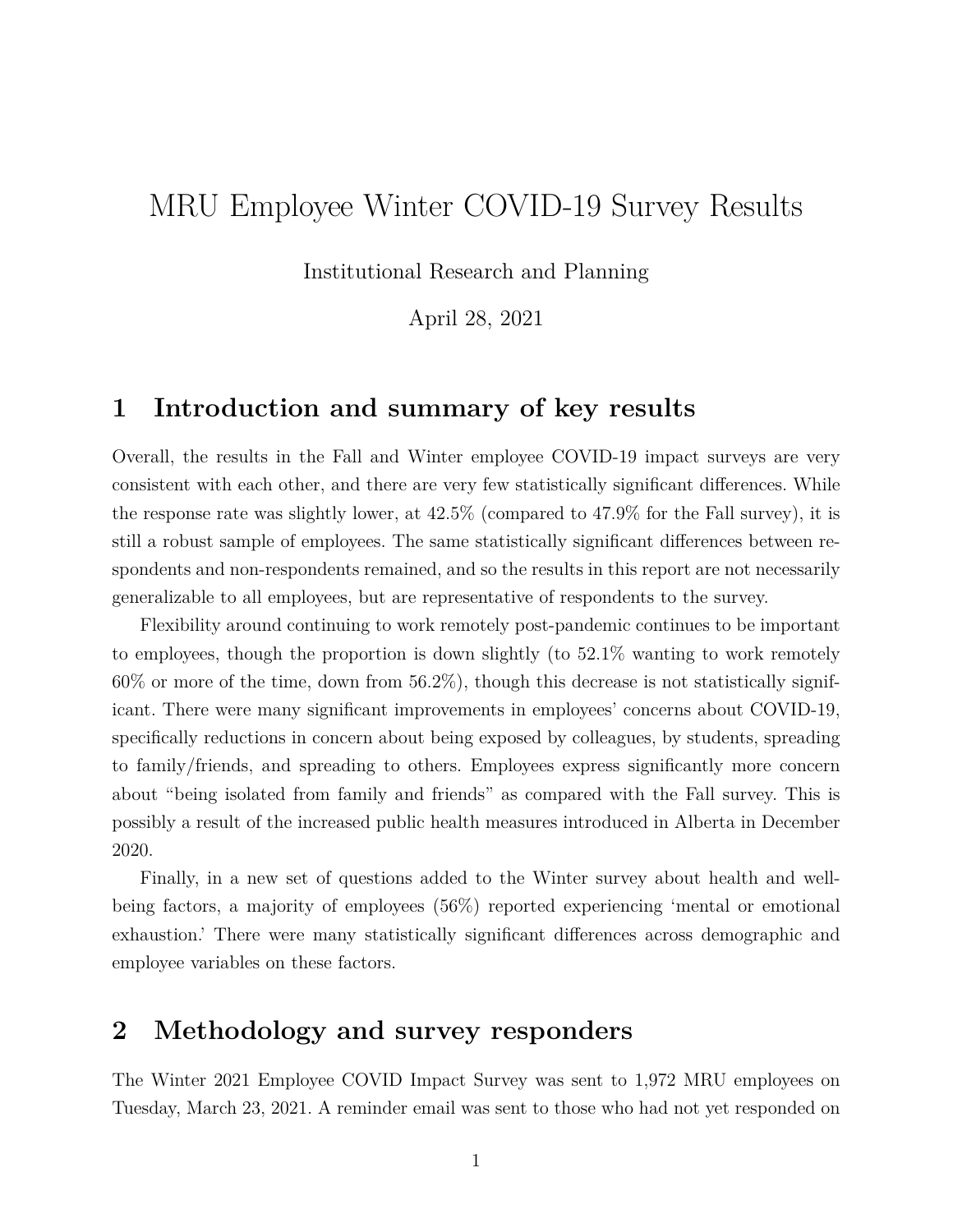# MRU Employee Winter COVID-19 Survey Results

Institutional Research and Planning

April 28, 2021

## 1 Introduction and summary of key results

Overall, the results in the Fall and Winter employee COVID-19 impact surveys are very consistent with each other, and there are very few statistically significant differences. While the response rate was slightly lower, at 42.5% (compared to 47.9% for the Fall survey), it is still a robust sample of employees. The same statistically significant differences between respondents and non-respondents remained, and so the results in this report are not necessarily generalizable to all employees, but are representative of respondents to the survey.

Flexibility around continuing to work remotely post-pandemic continues to be important to employees, though the proportion is down slightly (to 52.1% wanting to work remotely 60% or more of the time, down from 56.2%), though this decrease is not statistically significant. There were many significant improvements in employees' concerns about COVID-19, specifically reductions in concern about being exposed by colleagues, by students, spreading to family/friends, and spreading to others. Employees express significantly more concern about "being isolated from family and friends" as compared with the Fall survey. This is possibly a result of the increased public health measures introduced in Alberta in December 2020.

Finally, in a new set of questions added to the Winter survey about health and well-being factors, a majority of employees (56%) reported experiencing 'mental or emotional exhaustion.' There were many statistically significant differences across demographic and employee variables on these factors.

## 2 Methodology and survey responders

The Winter 2021 Employee COVID Impact Survey was sent to 1,972 MRU employees on Tuesday, March 23, 2021. A reminder email was sent to those who had not yet responded on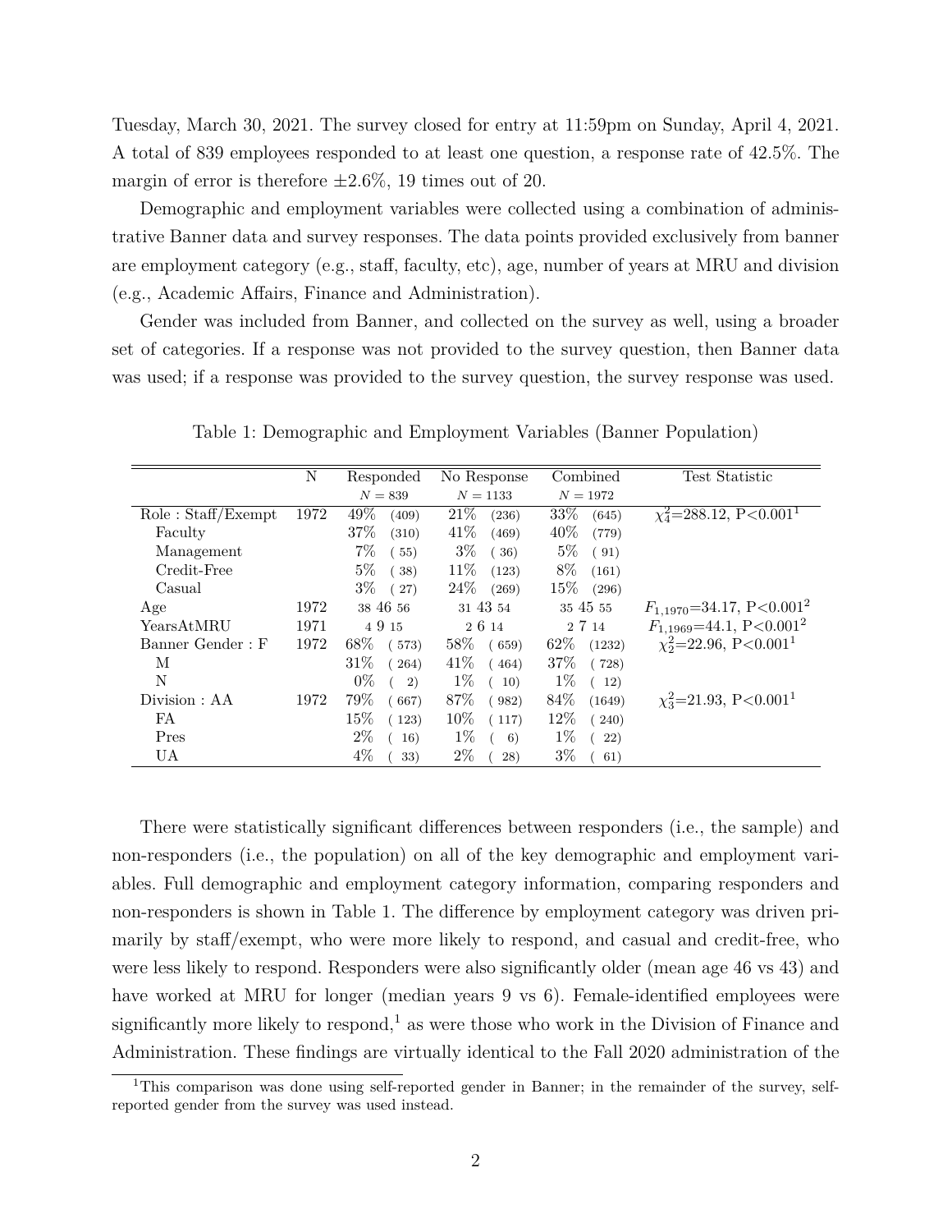Tuesday, March 30, 2021. The survey closed for entry at 11:59pm on Sunday, April 4, 2021. A total of 839 employees responded to at least one question, a response rate of 42.5%. The margin of error is therefore ±2.6%, 19 times out of 20.

Demographic and employment variables were collected using a combination of administrative Banner data and survey responses. The data points provided exclusively from banner are employment category (e.g., staff, faculty, etc), age, number of years at MRU and division (e.g., Academic Affairs, Finance and Administration).

Gender was included from Banner, and collected on the survey as well, using a broader set of categories. If a response was not provided to the survey question, then Banner data was used; if a response was provided to the survey question, the survey response was used.

Table 1: Demographic and Employment Variables (Banner Population)

| | N | Responded $N = 839$ | No Response $N = 1133$ | Combined $N = 1972$ | Test Statistic |
|---|---|---|---|---|---|
| Role : Staff/Exempt | 1972 | 49% (409) | 21% (236) | 33% (645) | $\chi^2_4$=288.12, P<0.001[1] |
| Faculty | | 37% (310) | 41% (469) | 40% (779) | |
| Management | | 7% ( 55) | 3% ( 36) | 5% ( 91) | |
| Credit-Free | | 5% ( 38) | 11% (123) | 8% (161) | |
| Casual | | 3% ( 27) | 24% (269) | 15% (296) | |
| Age | 1972 | 38 46 56 | 31 43 54 | 35 45 55 | $F_{1,1970}$=34.17, P<0.001[2] |
| YearsAtMRU | 1971 | 4 9 15 | 2 6 14 | 2 7 14 | $F_{1,1969}$=44.1, P<0.001[2] |
| Banner Gender : F | 1972 | 68% ( 573) | 58% ( 659) | 62% (1232) | $\chi^2_2$=22.96, P<0.001[1] |
| M | | 31% ( 264) | 41% ( 464) | 37% ( 728) | |
| N | | 0% ( 2) | 1% ( 10) | 1% ( 12) | |
| Division : AA | 1972 | 79% ( 667) | 87% ( 982) | 84% (1649) | $\chi^2_3$=21.93, P<0.001[1] |
| FA | | 15% ( 123) | 10% ( 117) | 12% ( 240) | |
| Pres | | 2% ( 16) | 1% ( 6) | 1% ( 22) | |
| UA | | 4% ( 33) | 2% ( 28) | 3% ( 61) | |

There were statistically significant differences between responders (i.e., the sample) and non-responders (i.e., the population) on all of the key demographic and employment variables. Full demographic and employment category information, comparing responders and non-responders is shown in Table 1. The difference by employment category was driven primarily by staff/exempt, who were more likely to respond, and casual and credit-free, who were less likely to respond. Responders were also significantly older (mean age 46 vs 43) and have worked at MRU for longer (median years 9 vs 6). Female-identified employees were significantly more likely to respond,[1] as were those who work in the Division of Finance and Administration. These findings are virtually identical to the Fall 2020 administration of the

[1] This comparison was done using self-reported gender in Banner; in the remainder of the survey, self-reported gender from the survey was used instead.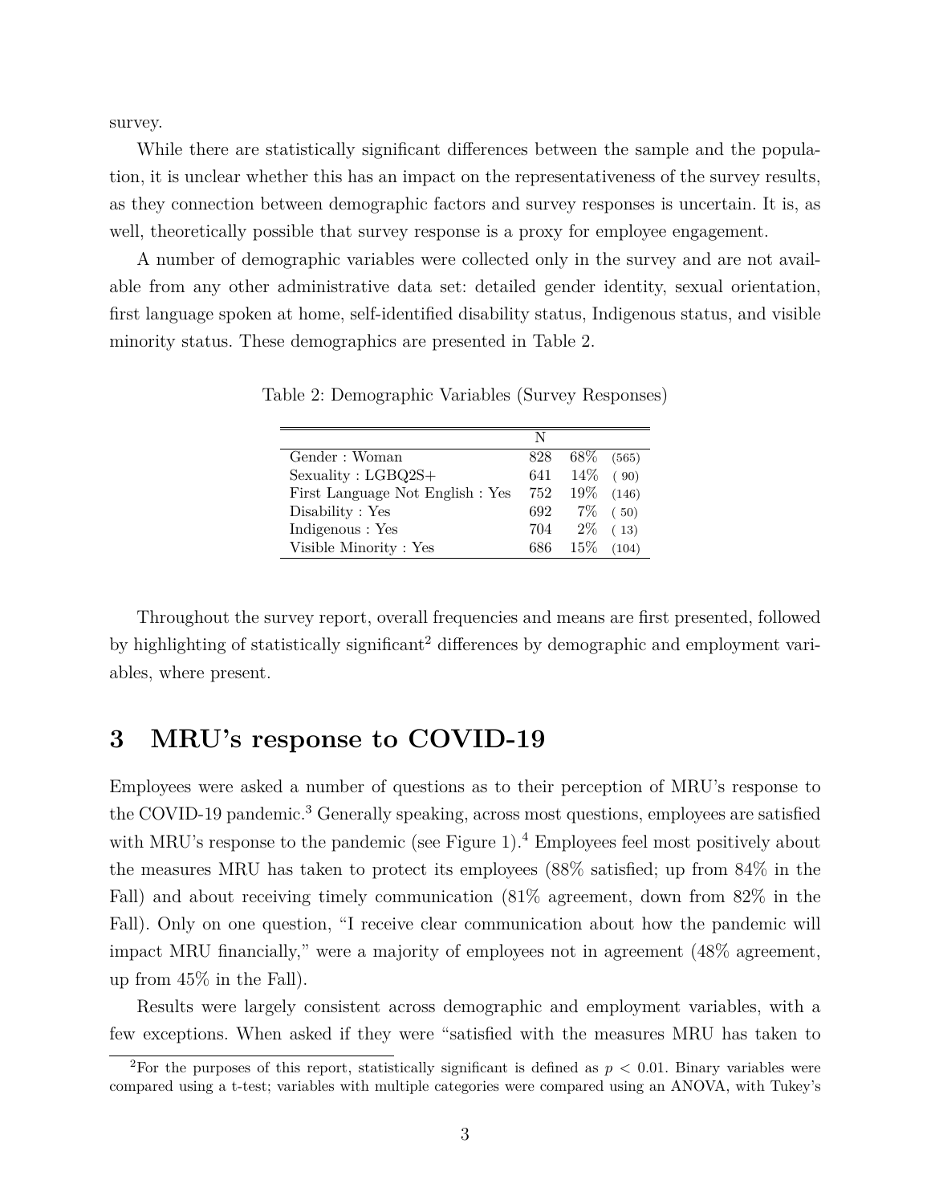survey.

While there are statistically significant differences between the sample and the population, it is unclear whether this has an impact on the representativeness of the survey results, as they connection between demographic factors and survey responses is uncertain. It is, as well, theoretically possible that survey response is a proxy for employee engagement.

A number of demographic variables were collected only in the survey and are not available from any other administrative data set: detailed gender identity, sexual orientation, first language spoken at home, self-identified disability status, Indigenous status, and visible minority status. These demographics are presented in Table 2.

Table 2: Demographic Variables (Survey Responses)

| | N | | |
|---|---|---|---|
| Gender : Woman | 828 | 68% | (565) |
| Sexuality : LGBQ2S+ | 641 | 14% | ( 90) |
| First Language Not English : Yes | 752 | 19% | (146) |
| Disability : Yes | 692 | 7% | ( 50) |
| Indigenous : Yes | 704 | 2% | ( 13) |
| Visible Minority : Yes | 686 | 15% | (104) |

Throughout the survey report, overall frequencies and means are first presented, followed by highlighting of statistically significant[2] differences by demographic and employment variables, where present.

## 3 MRU's response to COVID-19

Employees were asked a number of questions as to their perception of MRU's response to the COVID-19 pandemic.[3] Generally speaking, across most questions, employees are satisfied with MRU's response to the pandemic (see Figure 1).[4] Employees feel most positively about the measures MRU has taken to protect its employees (88% satisfied; up from 84% in the Fall) and about receiving timely communication (81% agreement, down from 82% in the Fall). Only on one question, "I receive clear communication about how the pandemic will impact MRU financially," were a majority of employees not in agreement (48% agreement, up from 45% in the Fall).

Results were largely consistent across demographic and employment variables, with a few exceptions. When asked if they were "satisfied with the measures MRU has taken to

[2] For the purposes of this report, statistically significant is defined as $p < 0.01$. Binary variables were compared using a t-test; variables with multiple categories were compared using an ANOVA, with Tukey's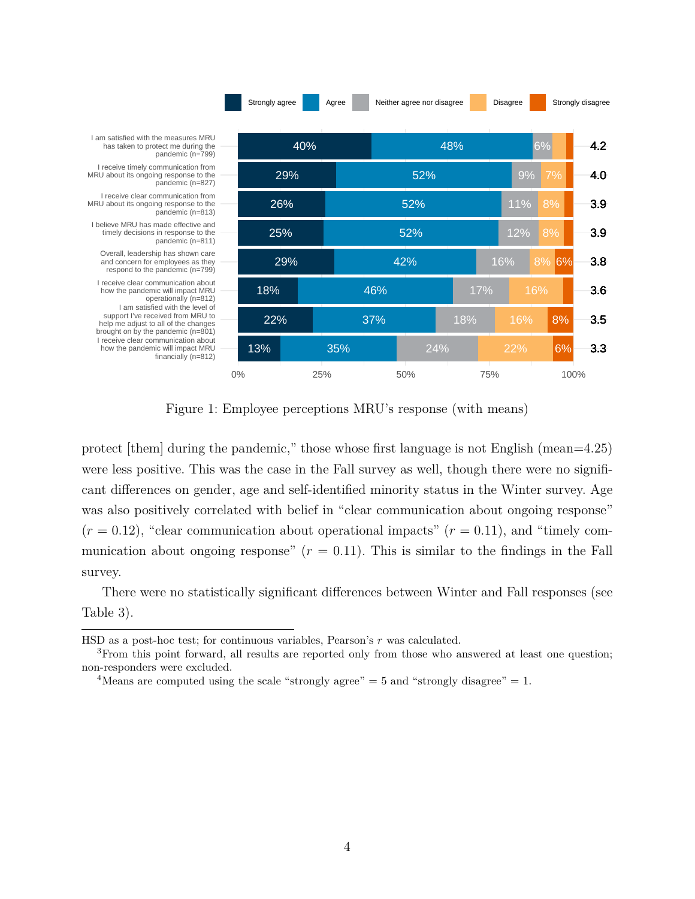| | Strongly agree | Agree | Neither agree nor disagree | Disagree | Strongly disagree | Mean |
|---|---|---|---|---|---|---|
| I am satisfied with the measures MRU has taken to protect me during the pandemic (n=799) | 40% | 48% | 6% | | | 4.2 |
| I receive timely communication from MRU about its ongoing response to the pandemic (n=827) | 29% | 52% | 9% | 7% | | 4.0 |
| I receive clear communication from MRU about its ongoing response to the pandemic (n=813) | 26% | 52% | 11% | 8% | | 3.9 |
| I believe MRU has made effective and timely decisions in response to the pandemic (n=811) | 25% | 52% | 12% | 8% | | 3.9 |
| Overall, leadership has shown care and concern for employees as they respond to the pandemic (n=799) | 29% | 42% | 16% | 8% | 6% | 3.8 |
| I receive clear communication about how the pandemic will impact MRU operationally (n=812) | 18% | 46% | 17% | 16% | | 3.6 |
| I am satisfied with the level of support I've received from MRU to help me adjust to all of the changes brought on by the pandemic (n=801) | 22% | 37% | 18% | 16% | 8% | 3.5 |
| I receive clear communication about how the pandemic will impact MRU financially (n=812) | 13% | 35% | 24% | 22% | 6% | 3.3 |

Figure 1: Employee perceptions MRU's response (with means)

protect [them] during the pandemic," those whose first language is not English (mean=4.25) were less positive. This was the case in the Fall survey as well, though there were no significant differences on gender, age and self-identified minority status in the Winter survey. Age was also positively correlated with belief in "clear communication about ongoing response" ($r = 0.12$), "clear communication about operational impacts" ($r = 0.11$), and "timely communication about ongoing response" ($r = 0.11$). This is similar to the findings in the Fall survey.

There were no statistically significant differences between Winter and Fall responses (see Table 3).

---

HSD as a post-hoc test; for continuous variables, Pearson's $r$ was calculated.

[3] From this point forward, all results are reported only from those who answered at least one question; non-responders were excluded.

[4] Means are computed using the scale "strongly agree" = 5 and "strongly disagree" = 1.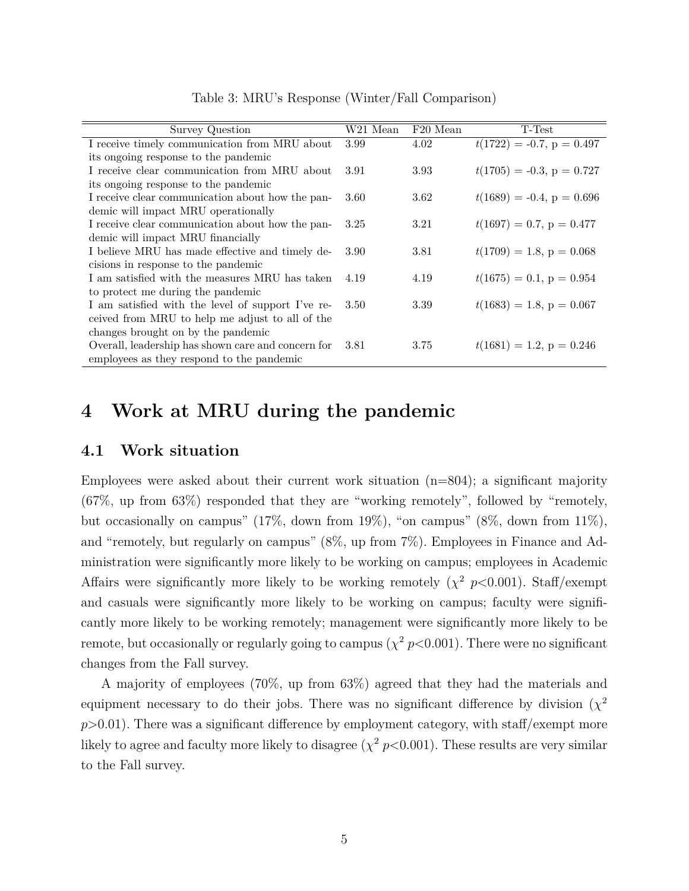Table 3: MRU's Response (Winter/Fall Comparison)

| Survey Question | W21 Mean | F20 Mean | T-Test |
|---|---|---|---|
| I receive timely communication from MRU about its ongoing response to the pandemic | 3.99 | 4.02 | $t(1722) = -0.7$, p = 0.497 |
| I receive clear communication from MRU about its ongoing response to the pandemic | 3.91 | 3.93 | $t(1705) = -0.3$, p = 0.727 |
| I receive clear communication about how the pandemic will impact MRU operationally | 3.60 | 3.62 | $t(1689) = -0.4$, p = 0.696 |
| I receive clear communication about how the pandemic will impact MRU financially | 3.25 | 3.21 | $t(1697) = 0.7$, p = 0.477 |
| I believe MRU has made effective and timely decisions in response to the pandemic | 3.90 | 3.81 | $t(1709) = 1.8$, p = 0.068 |
| I am satisfied with the measures MRU has taken to protect me during the pandemic | 4.19 | 4.19 | $t(1675) = 0.1$, p = 0.954 |
| I am satisfied with the level of support I've received from MRU to help me adjust to all of the changes brought on by the pandemic | 3.50 | 3.39 | $t(1683) = 1.8$, p = 0.067 |
| Overall, leadership has shown care and concern for employees as they respond to the pandemic | 3.81 | 3.75 | $t(1681) = 1.2$, p = 0.246 |

# 4 Work at MRU during the pandemic

## 4.1 Work situation

Employees were asked about their current work situation (n=804); a significant majority (67%, up from 63%) responded that they are "working remotely", followed by "remotely, but occasionally on campus" (17%, down from 19%), "on campus" (8%, down from 11%), and "remotely, but regularly on campus" (8%, up from 7%). Employees in Finance and Administration were significantly more likely to be working on campus; employees in Academic Affairs were significantly more likely to be working remotely ($\chi^2$ $p<0.001$). Staff/exempt and casuals were significantly more likely to be working on campus; faculty were significantly more likely to be working remotely; management were significantly more likely to be remote, but occasionally or regularly going to campus ($\chi^2$ $p<0.001$). There were no significant changes from the Fall survey.

A majority of employees (70%, up from 63%) agreed that they had the materials and equipment necessary to do their jobs. There was no significant difference by division ($\chi^2$ $p>0.01$). There was a significant difference by employment category, with staff/exempt more likely to agree and faculty more likely to disagree ($\chi^2$ $p<0.001$). These results are very similar to the Fall survey.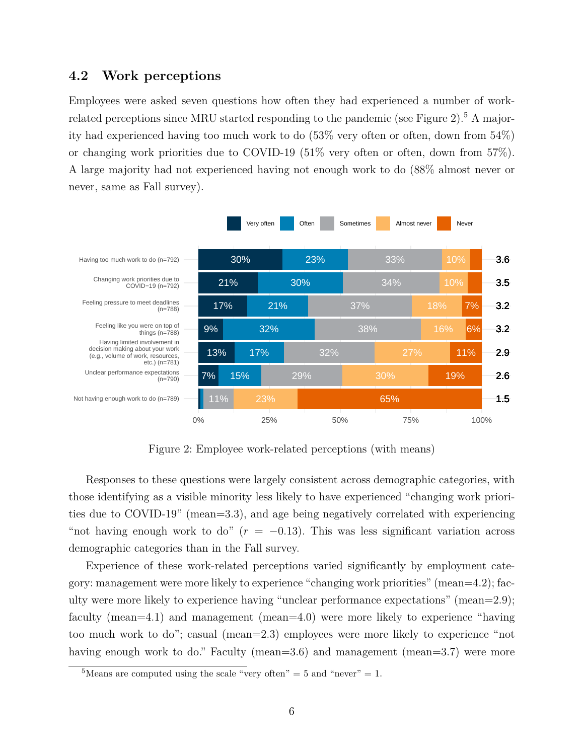### 4.2 Work perceptions

Employees were asked seven questions how often they had experienced a number of work-related perceptions since MRU started responding to the pandemic (see Figure 2).[5] A majority had experienced having too much work to do (53% very often or often, down from 54%) or changing work priorities due to COVID-19 (51% very often or often, down from 57%). A large majority had not experienced having not enough work to do (88% almost never or never, same as Fall survey).

| | Very often | Often | Sometimes | Almost never | Never | Mean |
|---|---|---|---|---|---|---|
| Having too much work to do (n=792) | 30% | 23% | 33% | 10% | | 3.6 |
| Changing work priorities due to COVID−19 (n=792) | 21% | 30% | 34% | 10% | | 3.5 |
| Feeling pressure to meet deadlines (n=788) | 17% | 21% | 37% | 18% | 7% | 3.2 |
| Feeling like you were on top of things (n=788) | 9% | 32% | 38% | 16% | 6% | 3.2 |
| Having limited involvement in decision making about your work (e.g., volume of work, resources, etc.) (n=781) | 13% | 17% | 32% | 27% | 11% | 2.9 |
| Unclear performance expectations (n=790) | 7% | 15% | 29% | 30% | 19% | 2.6 |
| Not having enough work to do (n=789) | | | 11% | 23% | 65% | 1.5 |

Figure 2: Employee work-related perceptions (with means)

Responses to these questions were largely consistent across demographic categories, with those identifying as a visible minority less likely to have experienced "changing work priorities due to COVID-19" (mean=3.3), and age being negatively correlated with experiencing "not having enough work to do" ($r = -0.13$). This was less significant variation across demographic categories than in the Fall survey.

Experience of these work-related perceptions varied significantly by employment category: management were more likely to experience "changing work priorities" (mean=4.2); faculty were more likely to experience having "unclear performance expectations" (mean=2.9); faculty (mean=4.1) and management (mean=4.0) were more likely to experience "having too much work to do"; casual (mean=2.3) employees were more likely to experience "not having enough work to do." Faculty (mean=3.6) and management (mean=3.7) were more

[5] Means are computed using the scale "very often" = 5 and "never" = 1.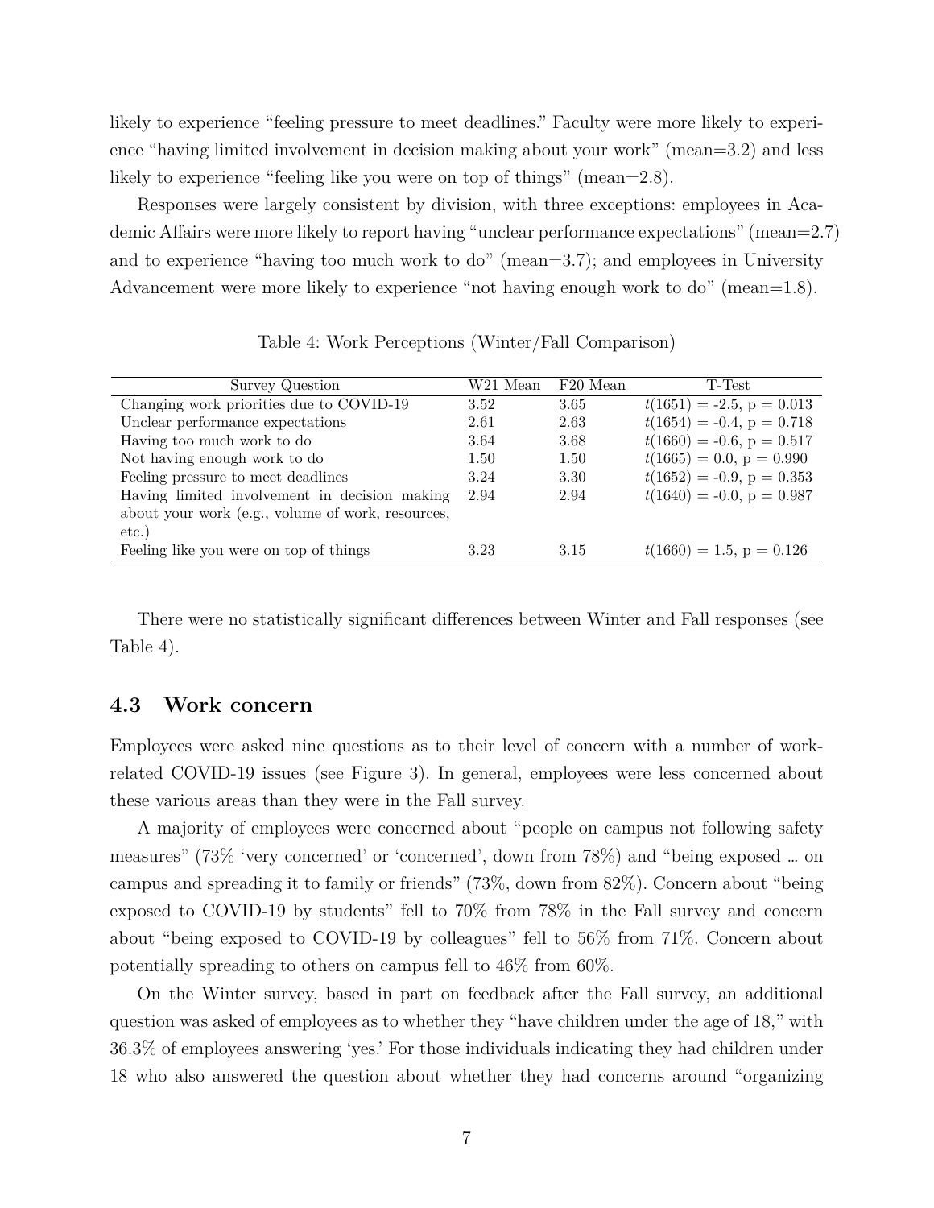likely to experience "feeling pressure to meet deadlines." Faculty were more likely to experience "having limited involvement in decision making about your work" (mean=3.2) and less likely to experience "feeling like you were on top of things" (mean=2.8).

Responses were largely consistent by division, with three exceptions: employees in Academic Affairs were more likely to report having "unclear performance expectations" (mean=2.7) and to experience "having too much work to do" (mean=3.7); and employees in University Advancement were more likely to experience "not having enough work to do" (mean=1.8).

Table 4: Work Perceptions (Winter/Fall Comparison)

| Survey Question | W21 Mean | F20 Mean | T-Test |
|---|---|---|---|
| Changing work priorities due to COVID-19 | 3.52 | 3.65 | $t(1651)$ = -2.5, p = 0.013 |
| Unclear performance expectations | 2.61 | 2.63 | $t(1654)$ = -0.4, p = 0.718 |
| Having too much work to do | 3.64 | 3.68 | $t(1660)$ = -0.6, p = 0.517 |
| Not having enough work to do | 1.50 | 1.50 | $t(1665)$ = 0.0, p = 0.990 |
| Feeling pressure to meet deadlines | 3.24 | 3.30 | $t(1652)$ = -0.9, p = 0.353 |
| Having limited involvement in decision making about your work (e.g., volume of work, resources, etc.) | 2.94 | 2.94 | $t(1640)$ = -0.0, p = 0.987 |
| Feeling like you were on top of things | 3.23 | 3.15 | $t(1660)$ = 1.5, p = 0.126 |

There were no statistically significant differences between Winter and Fall responses (see Table 4).

### 4.3 Work concern

Employees were asked nine questions as to their level of concern with a number of work-related COVID-19 issues (see Figure 3). In general, employees were less concerned about these various areas than they were in the Fall survey.

A majority of employees were concerned about "people on campus not following safety measures" (73% 'very concerned' or 'concerned', down from 78%) and "being exposed … on campus and spreading it to family or friends" (73%, down from 82%). Concern about "being exposed to COVID-19 by students" fell to 70% from 78% in the Fall survey and concern about "being exposed to COVID-19 by colleagues" fell to 56% from 71%. Concern about potentially spreading to others on campus fell to 46% from 60%.

On the Winter survey, based in part on feedback after the Fall survey, an additional question was asked of employees as to whether they "have children under the age of 18," with 36.3% of employees answering 'yes.' For those individuals indicating they had children under 18 who also answered the question about whether they had concerns around "organizing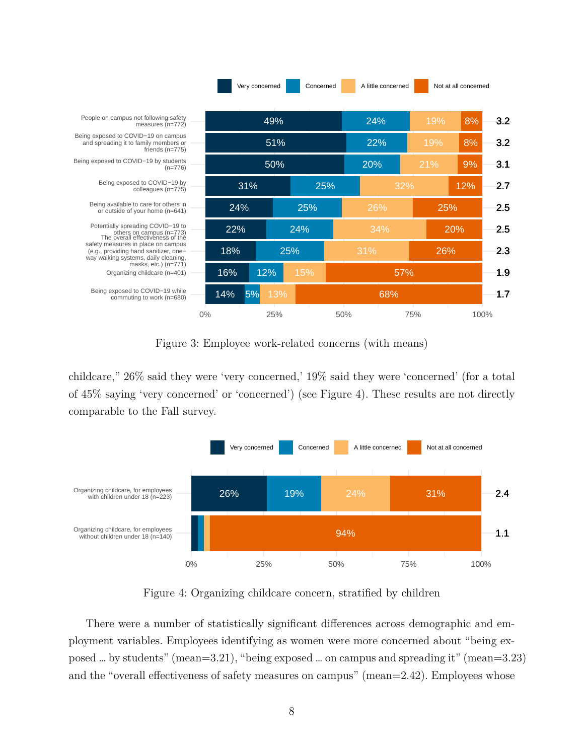Figure 3: Employee work-related concerns (with means)

childcare," 26% said they were 'very concerned,' 19% said they were 'concerned' (for a total of 45% saying 'very concerned' or 'concerned') (see Figure 4). These results are not directly comparable to the Fall survey.

Figure 4: Organizing childcare concern, stratified by children

There were a number of statistically significant differences across demographic and employment variables. Employees identifying as women were more concerned about "being exposed … by students" (mean=3.21), "being exposed … on campus and spreading it" (mean=3.23) and the "overall effectiveness of safety measures on campus" (mean=2.42). Employees whose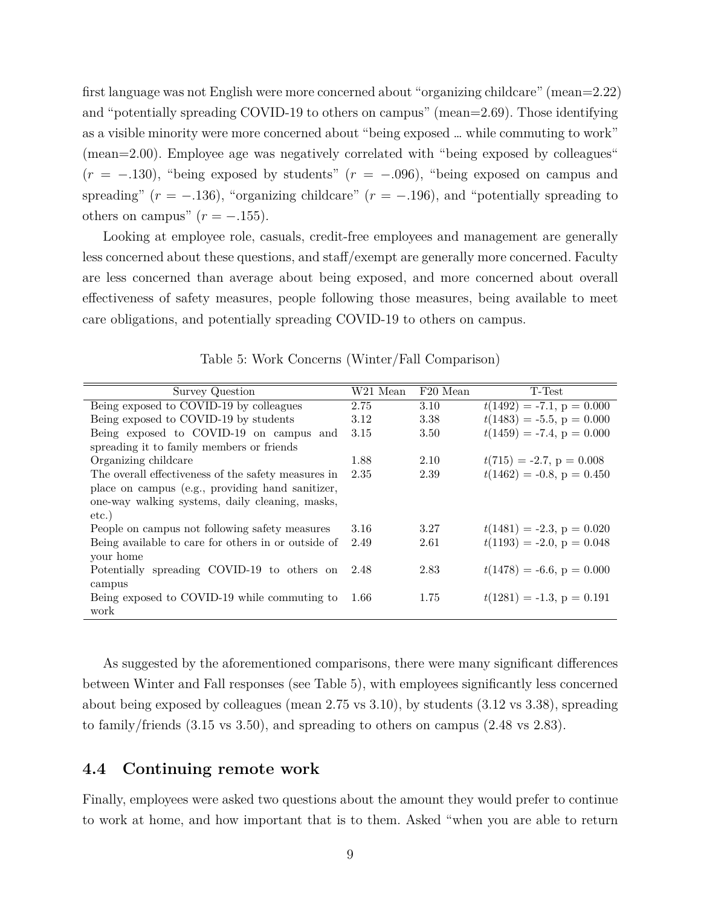first language was not English were more concerned about "organizing childcare" (mean=2.22) and "potentially spreading COVID-19 to others on campus" (mean=2.69). Those identifying as a visible minority were more concerned about "being exposed … while commuting to work" (mean=2.00). Employee age was negatively correlated with "being exposed by colleagues" ($r = -.130$), "being exposed by students" ($r = -.096$), "being exposed on campus and spreading" ($r = -.136$), "organizing childcare" ($r = -.196$), and "potentially spreading to others on campus" ($r = -.155$).

Looking at employee role, casuals, credit-free employees and management are generally less concerned about these questions, and staff/exempt are generally more concerned. Faculty are less concerned than average about being exposed, and more concerned about overall effectiveness of safety measures, people following those measures, being available to meet care obligations, and potentially spreading COVID-19 to others on campus.

Table 5: Work Concerns (Winter/Fall Comparison)

| Survey Question | W21 Mean | F20 Mean | T-Test |
|---|---|---|---|
| Being exposed to COVID-19 by colleagues | 2.75 | 3.10 | $t(1492)$ = -7.1, p = 0.000 |
| Being exposed to COVID-19 by students | 3.12 | 3.38 | $t(1483)$ = -5.5, p = 0.000 |
| Being exposed to COVID-19 on campus and spreading it to family members or friends | 3.15 | 3.50 | $t(1459)$ = -7.4, p = 0.000 |
| Organizing childcare | 1.88 | 2.10 | $t(715)$ = -2.7, p = 0.008 |
| The overall effectiveness of the safety measures in place on campus (e.g., providing hand sanitizer, one-way walking systems, daily cleaning, masks, etc.) | 2.35 | 2.39 | $t(1462)$ = -0.8, p = 0.450 |
| People on campus not following safety measures | 3.16 | 3.27 | $t(1481)$ = -2.3, p = 0.020 |
| Being available to care for others in or outside of your home | 2.49 | 2.61 | $t(1193)$ = -2.0, p = 0.048 |
| Potentially spreading COVID-19 to others on campus | 2.48 | 2.83 | $t(1478)$ = -6.6, p = 0.000 |
| Being exposed to COVID-19 while commuting to work | 1.66 | 1.75 | $t(1281)$ = -1.3, p = 0.191 |

As suggested by the aforementioned comparisons, there were many significant differences between Winter and Fall responses (see Table 5), with employees significantly less concerned about being exposed by colleagues (mean 2.75 vs 3.10), by students (3.12 vs 3.38), spreading to family/friends (3.15 vs 3.50), and spreading to others on campus (2.48 vs 2.83).

## 4.4 Continuing remote work

Finally, employees were asked two questions about the amount they would prefer to continue to work at home, and how important that is to them. Asked "when you are able to return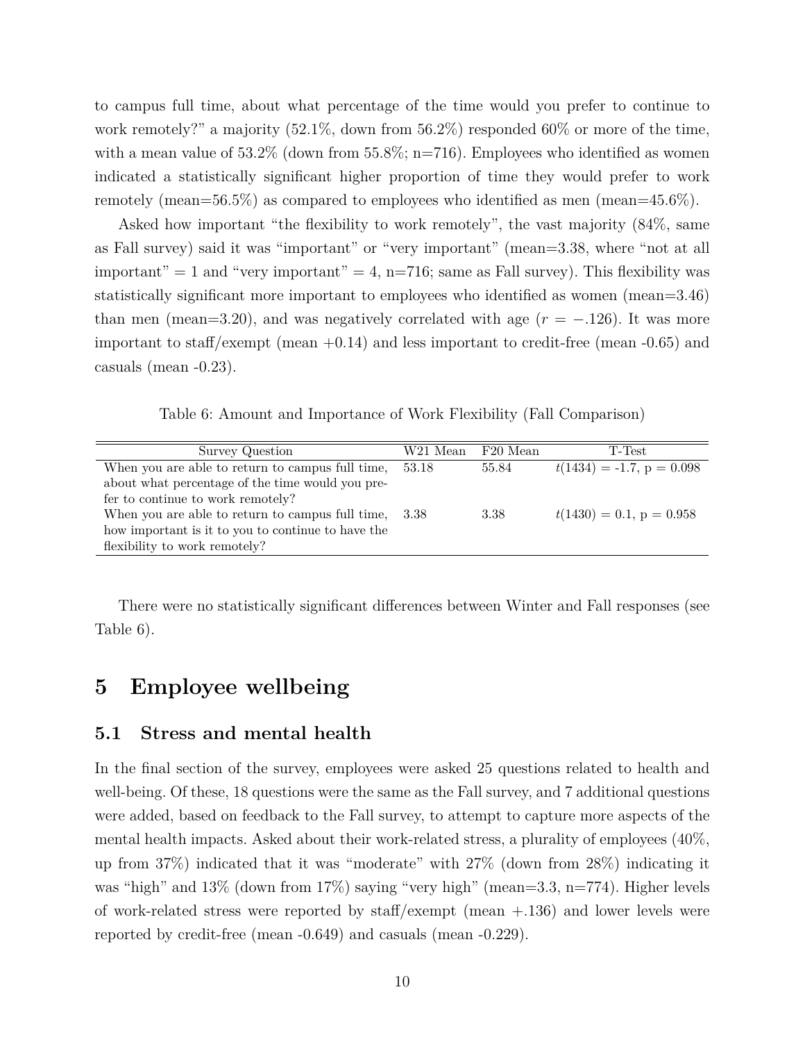to campus full time, about what percentage of the time would you prefer to continue to work remotely?" a majority (52.1%, down from 56.2%) responded 60% or more of the time, with a mean value of 53.2% (down from 55.8%; n=716). Employees who identified as women indicated a statistically significant higher proportion of time they would prefer to work remotely (mean=56.5%) as compared to employees who identified as men (mean=45.6%).

Asked how important "the flexibility to work remotely", the vast majority (84%, same as Fall survey) said it was "important" or "very important" (mean=3.38, where "not at all important" = 1 and "very important" = 4, n=716; same as Fall survey). This flexibility was statistically significant more important to employees who identified as women (mean=3.46) than men (mean=3.20), and was negatively correlated with age ($r = -.126$). It was more important to staff/exempt (mean +0.14) and less important to credit-free (mean -0.65) and casuals (mean -0.23).

Table 6: Amount and Importance of Work Flexibility (Fall Comparison)

| Survey Question | W21 Mean | F20 Mean | T-Test |
|---|---|---|---|
| When you are able to return to campus full time, about what percentage of the time would you prefer to continue to work remotely? | 53.18 | 55.84 | $t(1434)$ = -1.7, p = 0.098 |
| When you are able to return to campus full time, how important is it to you to continue to have the flexibility to work remotely? | 3.38 | 3.38 | $t(1430)$ = 0.1, p = 0.958 |

There were no statistically significant differences between Winter and Fall responses (see Table 6).

# 5 Employee wellbeing

## 5.1 Stress and mental health

In the final section of the survey, employees were asked 25 questions related to health and well-being. Of these, 18 questions were the same as the Fall survey, and 7 additional questions were added, based on feedback to the Fall survey, to attempt to capture more aspects of the mental health impacts. Asked about their work-related stress, a plurality of employees (40%, up from 37%) indicated that it was "moderate" with 27% (down from 28%) indicating it was "high" and 13% (down from 17%) saying "very high" (mean=3.3, n=774). Higher levels of work-related stress were reported by staff/exempt (mean +.136) and lower levels were reported by credit-free (mean -0.649) and casuals (mean -0.229).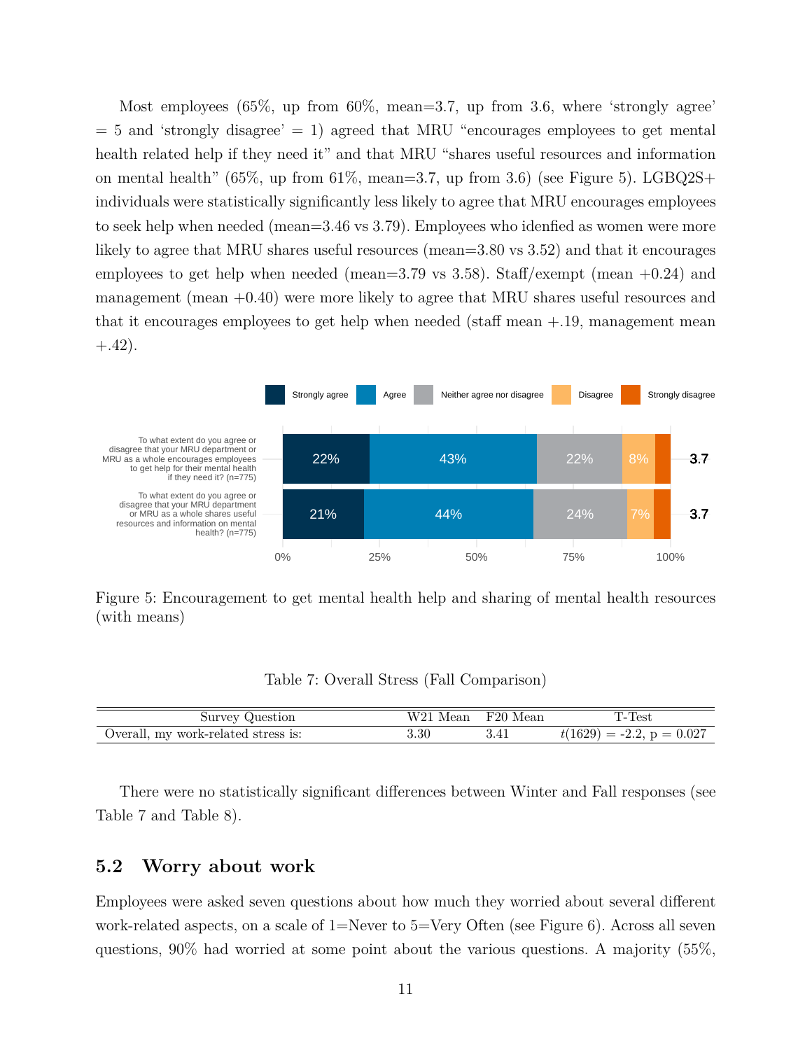Most employees (65%, up from 60%, mean=3.7, up from 3.6, where 'strongly agree' = 5 and 'strongly disagree' = 1) agreed that MRU "encourages employees to get mental health related help if they need it" and that MRU "shares useful resources and information on mental health" (65%, up from 61%, mean=3.7, up from 3.6) (see Figure 5). LGBQ2S+ individuals were statistically significantly less likely to agree that MRU encourages employees to seek help when needed (mean=3.46 vs 3.79). Employees who idenfied as women were more likely to agree that MRU shares useful resources (mean=3.80 vs 3.52) and that it encourages employees to get help when needed (mean=3.79 vs 3.58). Staff/exempt (mean +0.24) and management (mean +0.40) were more likely to agree that MRU shares useful resources and that it encourages employees to get help when needed (staff mean +.19, management mean +.42).

Figure 5: Encouragement to get mental health help and sharing of mental health resources (with means)

Table 7: Overall Stress (Fall Comparison)

| Survey Question | W21 Mean | F20 Mean | T-Test |
|---|---|---|---|
| Overall, my work-related stress is: | 3.30 | 3.41 | $t(1629) = -2.2$, $p = 0.027$ |

There were no statistically significant differences between Winter and Fall responses (see Table 7 and Table 8).

## 5.2 Worry about work

Employees were asked seven questions about how much they worried about several different work-related aspects, on a scale of 1=Never to 5=Very Often (see Figure 6). Across all seven questions, 90% had worried at some point about the various questions. A majority (55%,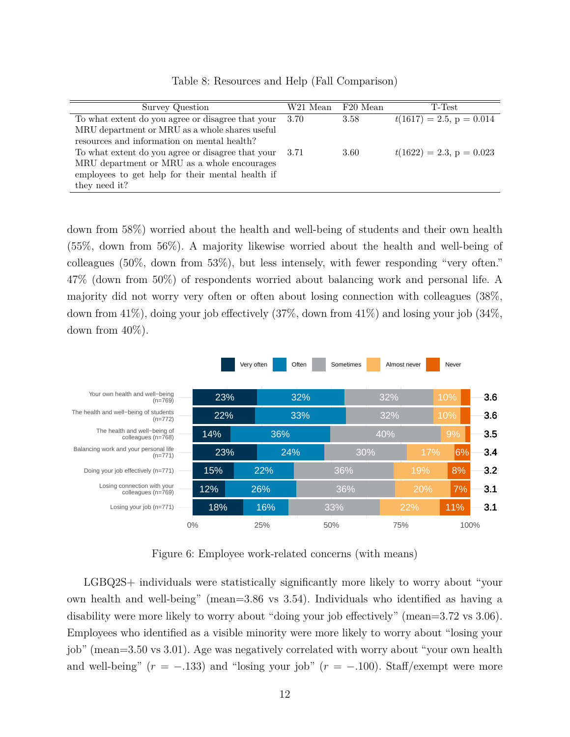Table 8: Resources and Help (Fall Comparison)

| Survey Question | W21 Mean | F20 Mean | T-Test |
|---|---|---|---|
| To what extent do you agree or disagree that your MRU department or MRU as a whole shares useful resources and information on mental health? | 3.70 | 3.58 | $t(1617) = 2.5$, p = 0.014 |
| To what extent do you agree or disagree that your MRU department or MRU as a whole encourages employees to get help for their mental health if they need it? | 3.71 | 3.60 | $t(1622) = 2.3$, p = 0.023 |

down from 58%) worried about the health and well-being of students and their own health (55%, down from 56%). A majority likewise worried about the health and well-being of colleagues (50%, down from 53%), but less intensely, with fewer responding "very often." 47% (down from 50%) of respondents worried about balancing work and personal life. A majority did not worry very often or often about losing connection with colleagues (38%, down from 41%), doing your job effectively (37%, down from 41%) and losing your job (34%, down from 40%).

| | Very often | Often | Sometimes | Almost never | Never | Mean |
|---|---|---|---|---|---|---|
| Your own health and well-being (n=769) | 23% | 32% | 32% | 10% | | 3.6 |
| The health and well-being of students (n=772) | 22% | 33% | 32% | 10% | | 3.6 |
| The health and well-being of colleagues (n=768) | 14% | 36% | 40% | 9% | | 3.5 |
| Balancing work and your personal life (n=771) | 23% | 24% | 30% | 17% | 6% | 3.4 |
| Doing your job effectively (n=771) | 15% | 22% | 36% | 19% | 8% | 3.2 |
| Losing connection with your colleagues (n=769) | 12% | 26% | 36% | 20% | 7% | 3.1 |
| Losing your job (n=771) | 18% | 16% | 33% | 22% | 11% | 3.1 |

Figure 6: Employee work-related concerns (with means)

LGBQ2S+ individuals were statistically significantly more likely to worry about "your own health and well-being" (mean=3.86 vs 3.54). Individuals who identified as having a disability were more likely to worry about "doing your job effectively" (mean=3.72 vs 3.06). Employees who identified as a visible minority were more likely to worry about "losing your job" (mean=3.50 vs 3.01). Age was negatively correlated with worry about "your own health and well-being" ($r = -.133$) and "losing your job" ($r = -.100$). Staff/exempt were more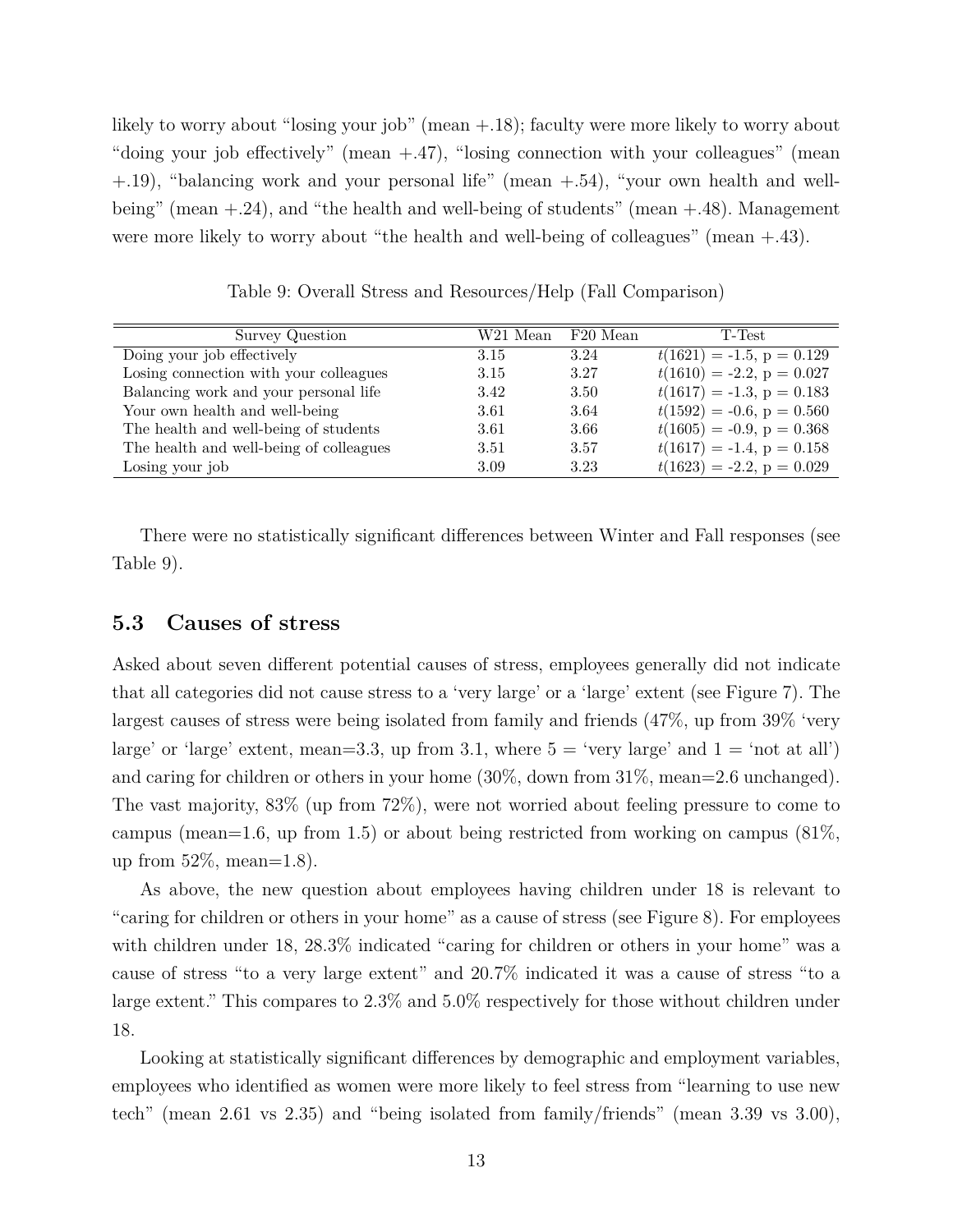likely to worry about "losing your job" (mean +.18); faculty were more likely to worry about "doing your job effectively" (mean +.47), "losing connection with your colleagues" (mean +.19), "balancing work and your personal life" (mean +.54), "your own health and well-being" (mean +.24), and "the health and well-being of students" (mean +.48). Management were more likely to worry about "the health and well-being of colleagues" (mean +.43).

Table 9: Overall Stress and Resources/Help (Fall Comparison)

| Survey Question | W21 Mean | F20 Mean | T-Test |
|---|---|---|---|
| Doing your job effectively | 3.15 | 3.24 | $t(1621)$ = -1.5, p = 0.129 |
| Losing connection with your colleagues | 3.15 | 3.27 | $t(1610)$ = -2.2, p = 0.027 |
| Balancing work and your personal life | 3.42 | 3.50 | $t(1617)$ = -1.3, p = 0.183 |
| Your own health and well-being | 3.61 | 3.64 | $t(1592)$ = -0.6, p = 0.560 |
| The health and well-being of students | 3.61 | 3.66 | $t(1605)$ = -0.9, p = 0.368 |
| The health and well-being of colleagues | 3.51 | 3.57 | $t(1617)$ = -1.4, p = 0.158 |
| Losing your job | 3.09 | 3.23 | $t(1623)$ = -2.2, p = 0.029 |

There were no statistically significant differences between Winter and Fall responses (see Table 9).

## 5.3 Causes of stress

Asked about seven different potential causes of stress, employees generally did not indicate that all categories did not cause stress to a 'very large' or a 'large' extent (see Figure 7). The largest causes of stress were being isolated from family and friends (47%, up from 39% 'very large' or 'large' extent, mean=3.3, up from 3.1, where 5 = 'very large' and 1 = 'not at all') and caring for children or others in your home (30%, down from 31%, mean=2.6 unchanged). The vast majority, 83% (up from 72%), were not worried about feeling pressure to come to campus (mean=1.6, up from 1.5) or about being restricted from working on campus (81%, up from 52%, mean=1.8).

As above, the new question about employees having children under 18 is relevant to "caring for children or others in your home" as a cause of stress (see Figure 8). For employees with children under 18, 28.3% indicated "caring for children or others in your home" was a cause of stress "to a very large extent" and 20.7% indicated it was a cause of stress "to a large extent." This compares to 2.3% and 5.0% respectively for those without children under 18.

Looking at statistically significant differences by demographic and employment variables, employees who identified as women were more likely to feel stress from "learning to use new tech" (mean 2.61 vs 2.35) and "being isolated from family/friends" (mean 3.39 vs 3.00),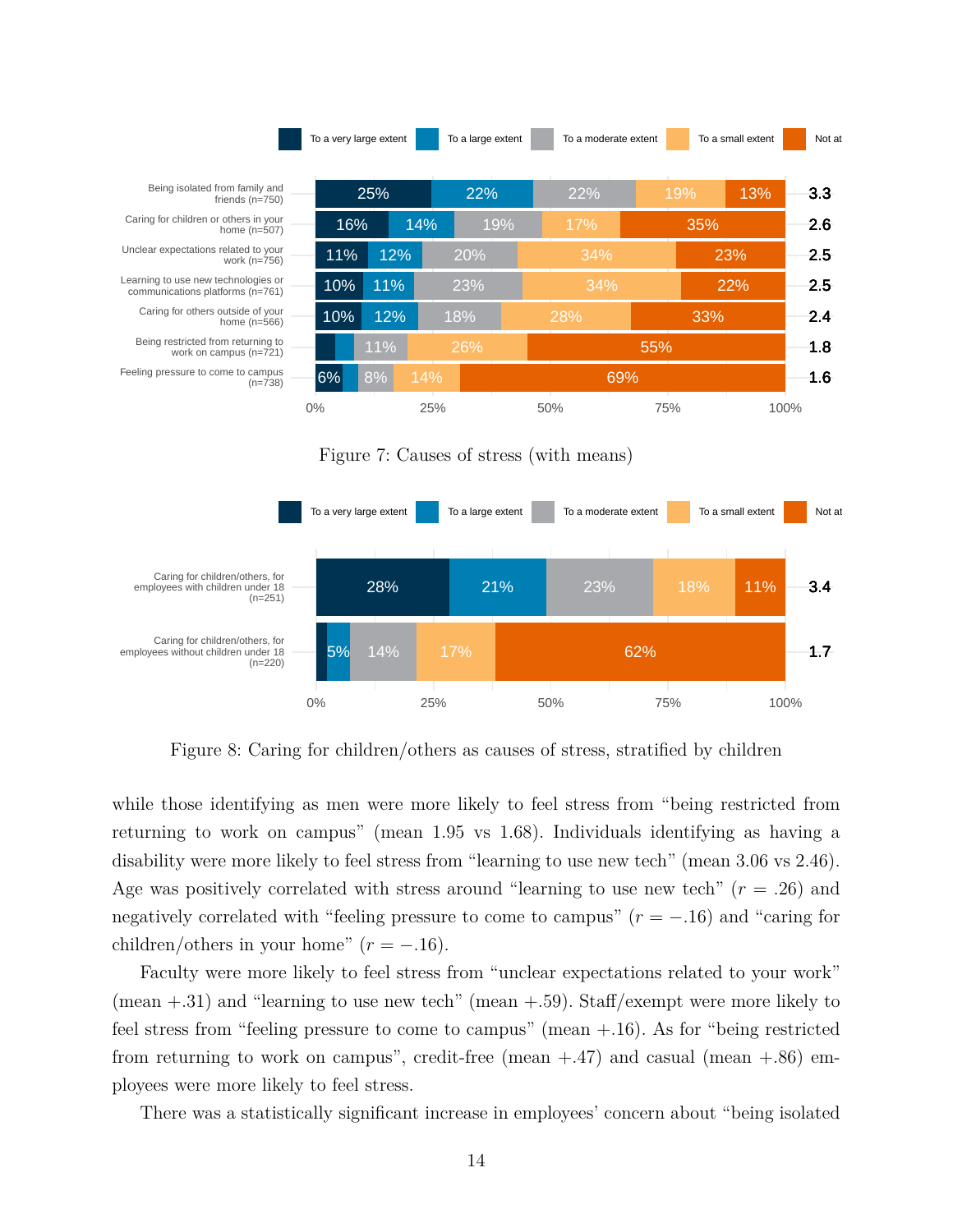Figure 7: Causes of stress (with means)

Figure 8: Caring for children/others as causes of stress, stratified by children

while those identifying as men were more likely to feel stress from “being restricted from returning to work on campus” (mean 1.95 vs 1.68). Individuals identifying as having a disability were more likely to feel stress from “learning to use new tech” (mean 3.06 vs 2.46). Age was positively correlated with stress around “learning to use new tech” ($r = .26$) and negatively correlated with “feeling pressure to come to campus” ($r = -.16$) and “caring for children/others in your home” ($r = -.16$).

Faculty were more likely to feel stress from “unclear expectations related to your work” (mean +.31) and “learning to use new tech” (mean +.59). Staff/exempt were more likely to feel stress from “feeling pressure to come to campus” (mean +.16). As for “being restricted from returning to work on campus”, credit-free (mean +.47) and casual (mean +.86) employees were more likely to feel stress.

There was a statistically significant increase in employees’ concern about “being isolated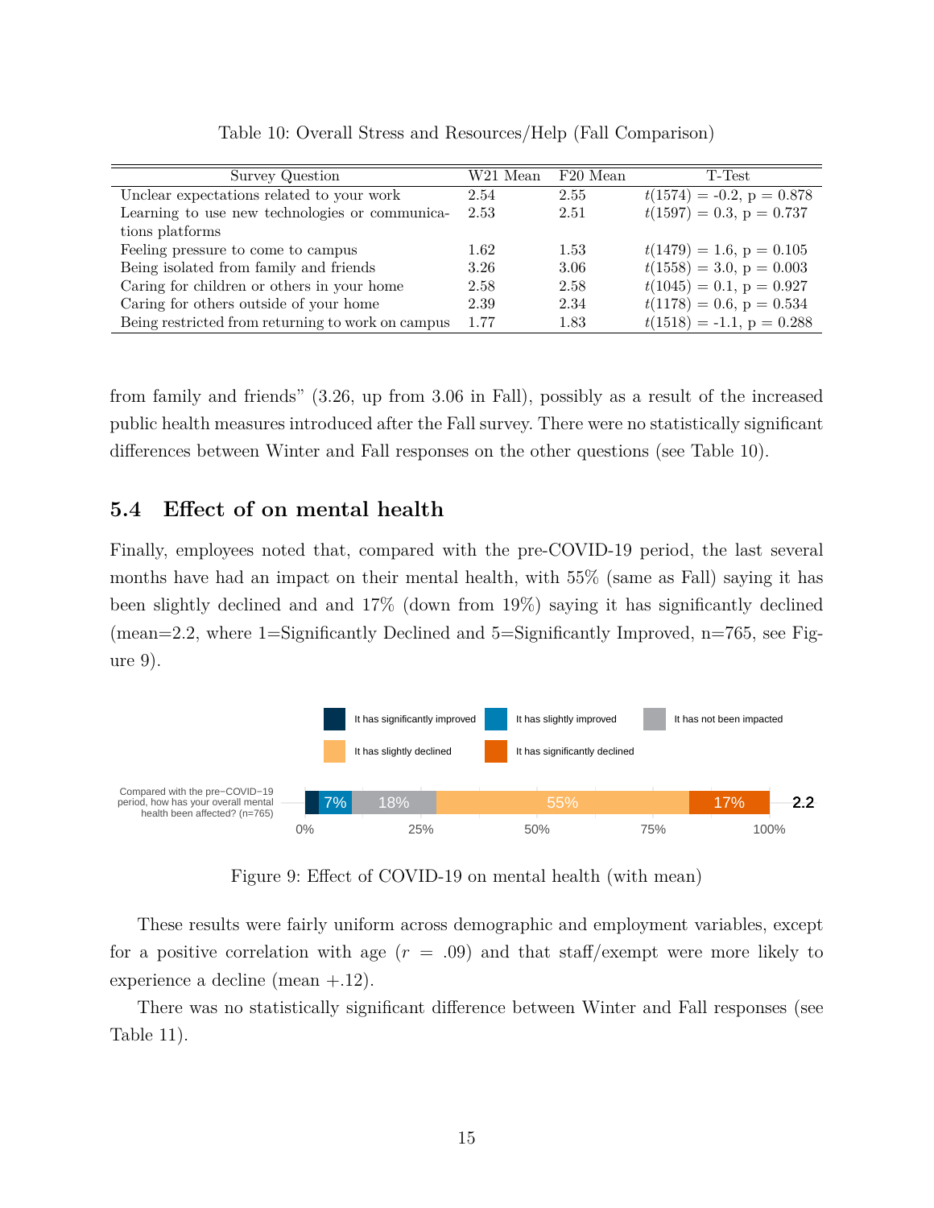Table 10: Overall Stress and Resources/Help (Fall Comparison)

| Survey Question | W21 Mean | F20 Mean | T-Test |
|---|---|---|---|
| Unclear expectations related to your work | 2.54 | 2.55 | $t(1574) = -0.2$, p = 0.878 |
| Learning to use new technologies or communications platforms | 2.53 | 2.51 | $t(1597) = 0.3$, p = 0.737 |
| Feeling pressure to come to campus | 1.62 | 1.53 | $t(1479) = 1.6$, p = 0.105 |
| Being isolated from family and friends | 3.26 | 3.06 | $t(1558) = 3.0$, p = 0.003 |
| Caring for children or others in your home | 2.58 | 2.58 | $t(1045) = 0.1$, p = 0.927 |
| Caring for others outside of your home | 2.39 | 2.34 | $t(1178) = 0.6$, p = 0.534 |
| Being restricted from returning to work on campus | 1.77 | 1.83 | $t(1518) = -1.1$, p = 0.288 |

from family and friends" (3.26, up from 3.06 in Fall), possibly as a result of the increased public health measures introduced after the Fall survey. There were no statistically significant differences between Winter and Fall responses on the other questions (see Table 10).

## 5.4 Effect of on mental health

Finally, employees noted that, compared with the pre-COVID-19 period, the last several months have had an impact on their mental health, with 55% (same as Fall) saying it has been slightly declined and and 17% (down from 19%) saying it has significantly declined (mean=2.2, where 1=Significantly Declined and 5=Significantly Improved, n=765, see Figure 9).

Figure 9: Effect of COVID-19 on mental health (with mean)

These results were fairly uniform across demographic and employment variables, except for a positive correlation with age ($r = .09$) and that staff/exempt were more likely to experience a decline (mean +.12).

There was no statistically significant difference between Winter and Fall responses (see Table 11).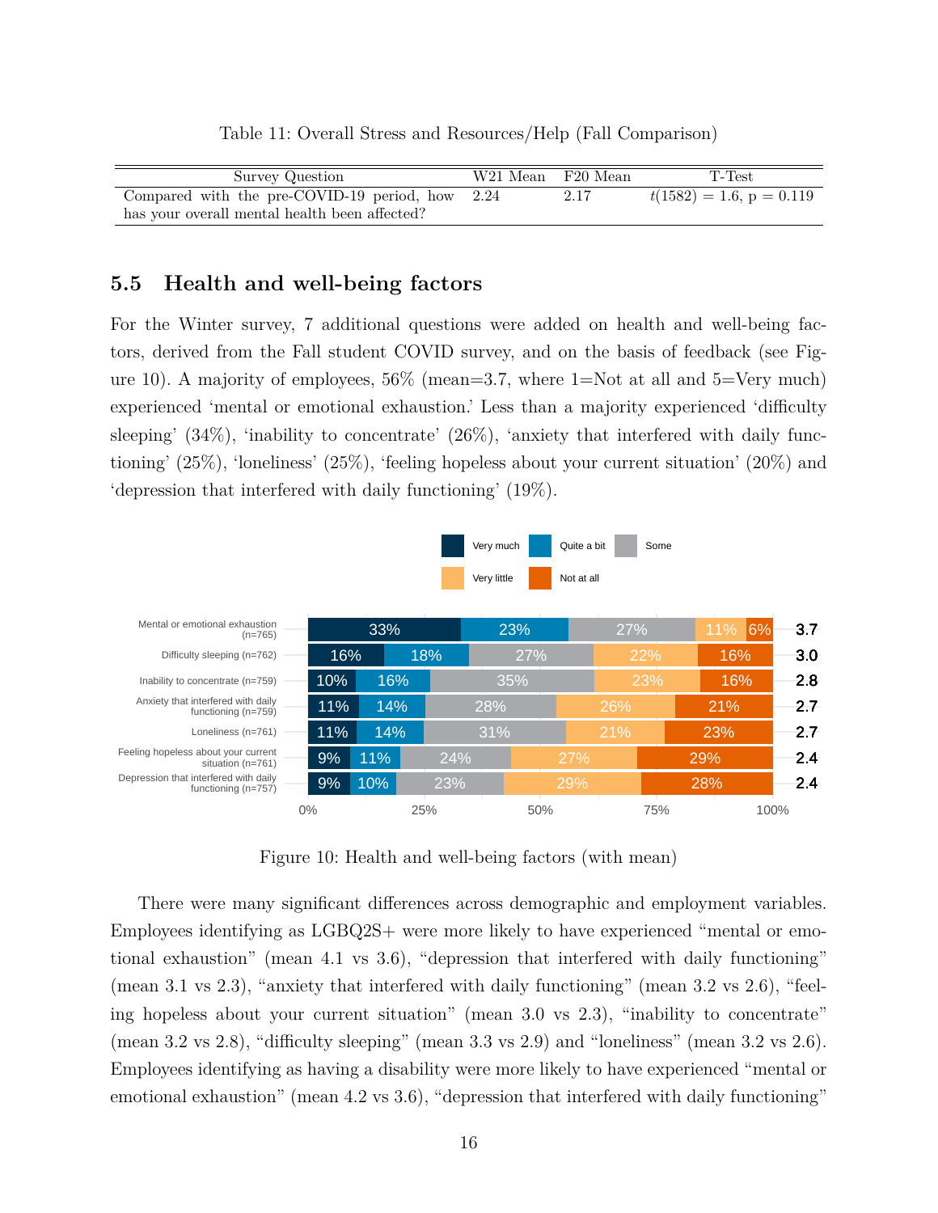Table 11: Overall Stress and Resources/Help (Fall Comparison)

| Survey Question | W21 Mean | F20 Mean | T-Test |
|---|---|---|---|
| Compared with the pre-COVID-19 period, how has your overall mental health been affected? | 2.24 | 2.17 | $t(1582) = 1.6$, $p = 0.119$ |

## 5.5 Health and well-being factors

For the Winter survey, 7 additional questions were added on health and well-being factors, derived from the Fall student COVID survey, and on the basis of feedback (see Figure 10). A majority of employees, 56% (mean=3.7, where 1=Not at all and 5=Very much) experienced 'mental or emotional exhaustion.' Less than a majority experienced 'difficulty sleeping' (34%), 'inability to concentrate' (26%), 'anxiety that interfered with daily functioning' (25%), 'loneliness' (25%), 'feeling hopeless about your current situation' (20%) and 'depression that interfered with daily functioning' (19%).

| | Very much | Quite a bit | Some | Very little | Not at all | Mean |
|---|---|---|---|---|---|---|
| Mental or emotional exhaustion (n=765) | 33% | 23% | 27% | 11% | 6% | 3.7 |
| Difficulty sleeping (n=762) | 16% | 18% | 27% | 22% | 16% | 3.0 |
| Inability to concentrate (n=759) | 10% | 16% | 35% | 23% | 16% | 2.8 |
| Anxiety that interfered with daily functioning (n=759) | 11% | 14% | 28% | 26% | 21% | 2.7 |
| Loneliness (n=761) | 11% | 14% | 31% | 21% | 23% | 2.7 |
| Feeling hopeless about your current situation (n=761) | 9% | 11% | 24% | 27% | 29% | 2.4 |
| Depression that interfered with daily functioning (n=757) | 9% | 10% | 23% | 29% | 28% | 2.4 |

Figure 10: Health and well-being factors (with mean)

There were many significant differences across demographic and employment variables. Employees identifying as LGBQ2S+ were more likely to have experienced "mental or emotional exhaustion" (mean 4.1 vs 3.6), "depression that interfered with daily functioning" (mean 3.1 vs 2.3), "anxiety that interfered with daily functioning" (mean 3.2 vs 2.6), "feeling hopeless about your current situation" (mean 3.0 vs 2.3), "inability to concentrate" (mean 3.2 vs 2.8), "difficulty sleeping" (mean 3.3 vs 2.9) and "loneliness" (mean 3.2 vs 2.6). Employees identifying as having a disability were more likely to have experienced "mental or emotional exhaustion" (mean 4.2 vs 3.6), "depression that interfered with daily functioning"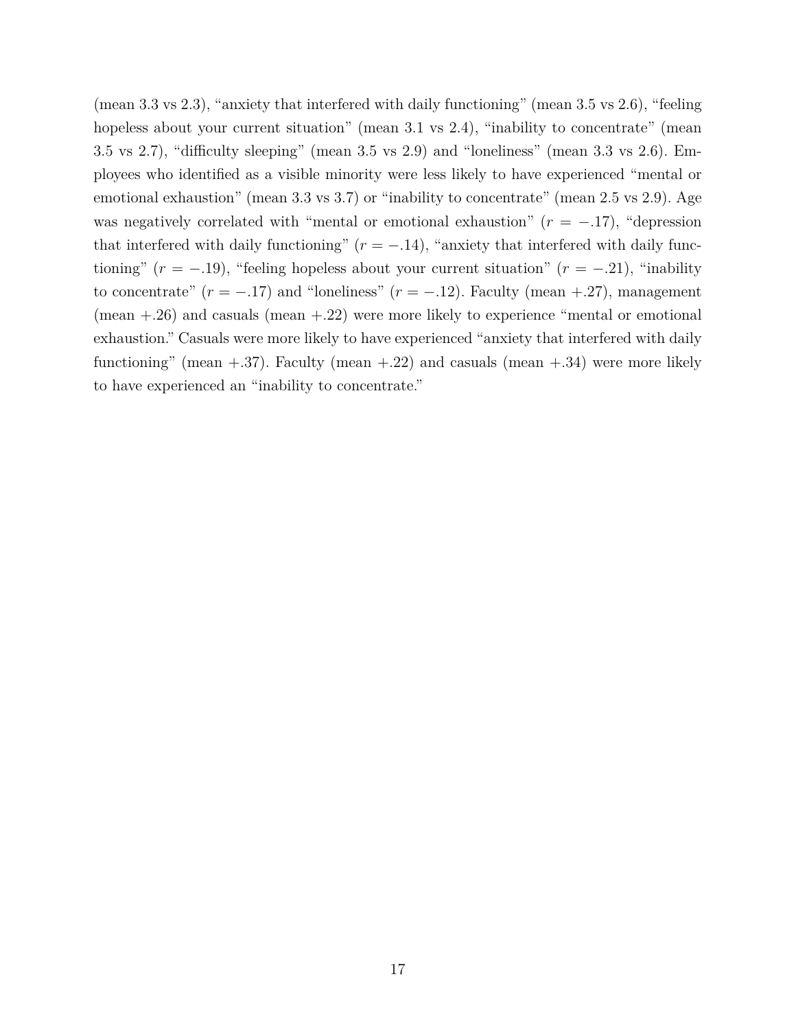(mean 3.3 vs 2.3), "anxiety that interfered with daily functioning" (mean 3.5 vs 2.6), "feeling hopeless about your current situation" (mean 3.1 vs 2.4), "inability to concentrate" (mean 3.5 vs 2.7), "difficulty sleeping" (mean 3.5 vs 2.9) and "loneliness" (mean 3.3 vs 2.6). Employees who identified as a visible minority were less likely to have experienced "mental or emotional exhaustion" (mean 3.3 vs 3.7) or "inability to concentrate" (mean 2.5 vs 2.9). Age was negatively correlated with "mental or emotional exhaustion" ($r = -.17$), "depression that interfered with daily functioning" ($r = -.14$), "anxiety that interfered with daily functioning" ($r = -.19$), "feeling hopeless about your current situation" ($r = -.21$), "inability to concentrate" ($r = -.17$) and "loneliness" ($r = -.12$). Faculty (mean +.27), management (mean +.26) and casuals (mean +.22) were more likely to experience "mental or emotional exhaustion." Casuals were more likely to have experienced "anxiety that interfered with daily functioning" (mean +.37). Faculty (mean +.22) and casuals (mean +.34) were more likely to have experienced an "inability to concentrate."